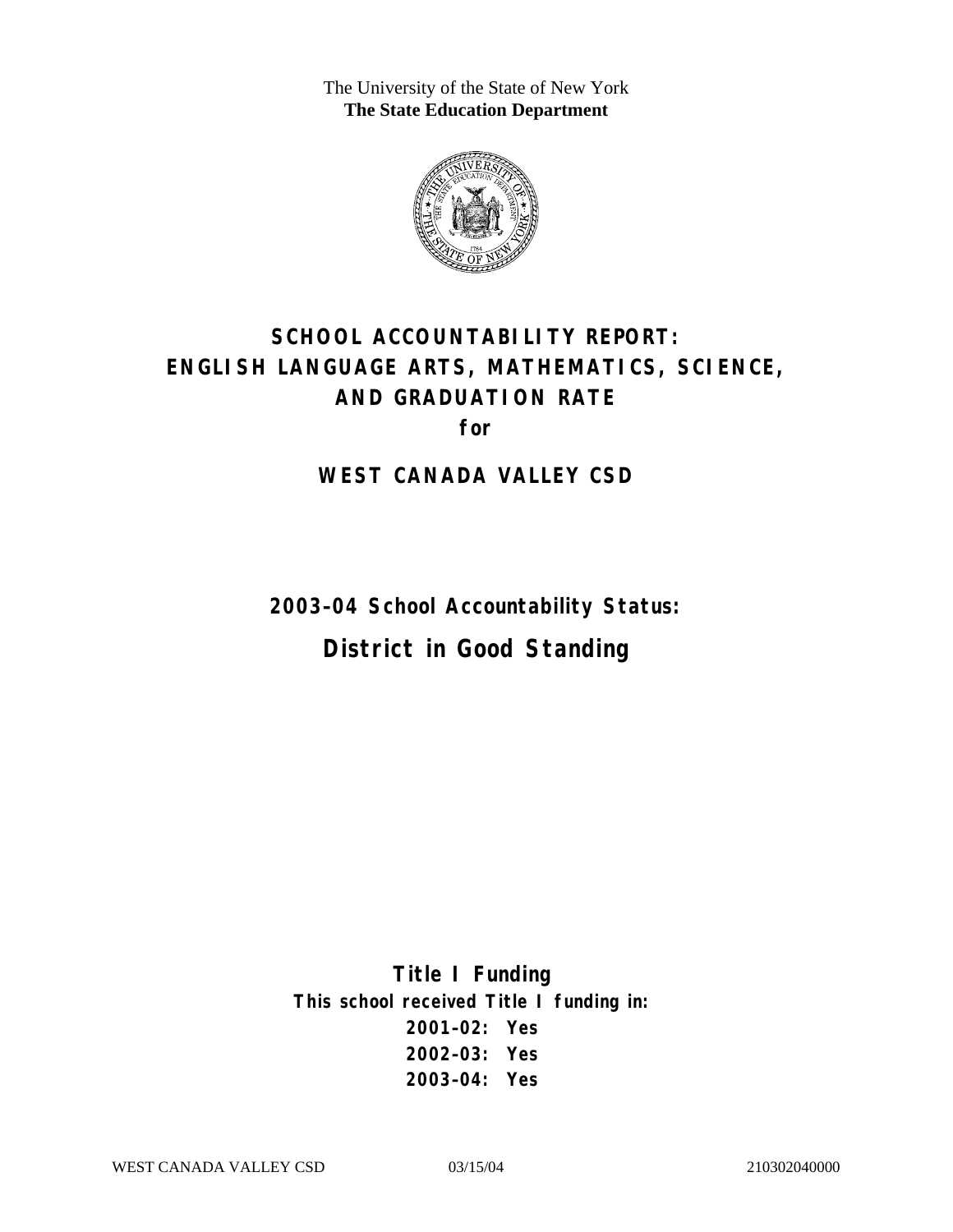The University of the State of New York
**The State Education Department**

# SCHOOL ACCOUNTABILITY REPORT: ENGLISH LANGUAGE ARTS, MATHEMATICS, SCIENCE, AND GRADUATION RATE

**for**

## WEST CANADA VALLEY CSD

**2003–04 School Accountability Status:**

## District in Good Standing

**Title I Funding**

**This school received Title I funding in:**

**2001–02: Yes**
**2002–03: Yes**
**2003–04: Yes**

WEST CANADA VALLEY CSD 03/15/04 210302040000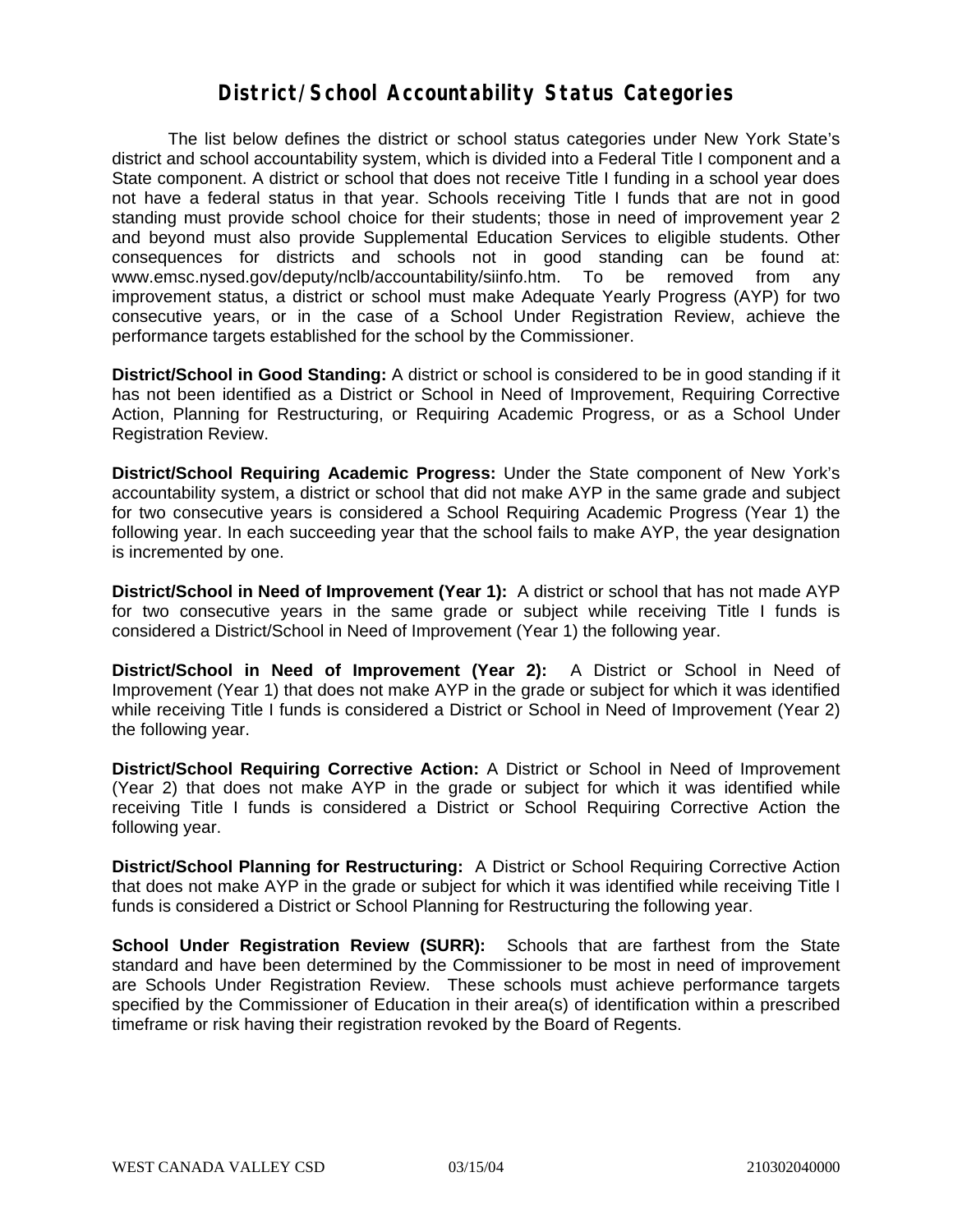# District/School Accountability Status Categories

The list below defines the district or school status categories under New York State's district and school accountability system, which is divided into a Federal Title I component and a State component. A district or school that does not receive Title I funding in a school year does not have a federal status in that year. Schools receiving Title I funds that are not in good standing must provide school choice for their students; those in need of improvement year 2 and beyond must also provide Supplemental Education Services to eligible students. Other consequences for districts and schools not in good standing can be found at: www.emsc.nysed.gov/deputy/nclb/accountability/siinfo.htm. To be removed from any improvement status, a district or school must make Adequate Yearly Progress (AYP) for two consecutive years, or in the case of a School Under Registration Review, achieve the performance targets established for the school by the Commissioner.

**District/School in Good Standing:** A district or school is considered to be in good standing if it has not been identified as a District or School in Need of Improvement, Requiring Corrective Action, Planning for Restructuring, or Requiring Academic Progress, or as a School Under Registration Review.

**District/School Requiring Academic Progress:** Under the State component of New York's accountability system, a district or school that did not make AYP in the same grade and subject for two consecutive years is considered a School Requiring Academic Progress (Year 1) the following year. In each succeeding year that the school fails to make AYP, the year designation is incremented by one.

**District/School in Need of Improvement (Year 1):** A district or school that has not made AYP for two consecutive years in the same grade or subject while receiving Title I funds is considered a District/School in Need of Improvement (Year 1) the following year.

**District/School in Need of Improvement (Year 2):** A District or School in Need of Improvement (Year 1) that does not make AYP in the grade or subject for which it was identified while receiving Title I funds is considered a District or School in Need of Improvement (Year 2) the following year.

**District/School Requiring Corrective Action:** A District or School in Need of Improvement (Year 2) that does not make AYP in the grade or subject for which it was identified while receiving Title I funds is considered a District or School Requiring Corrective Action the following year.

**District/School Planning for Restructuring:** A District or School Requiring Corrective Action that does not make AYP in the grade or subject for which it was identified while receiving Title I funds is considered a District or School Planning for Restructuring the following year.

**School Under Registration Review (SURR):** Schools that are farthest from the State standard and have been determined by the Commissioner to be most in need of improvement are Schools Under Registration Review. These schools must achieve performance targets specified by the Commissioner of Education in their area(s) of identification within a prescribed timeframe or risk having their registration revoked by the Board of Regents.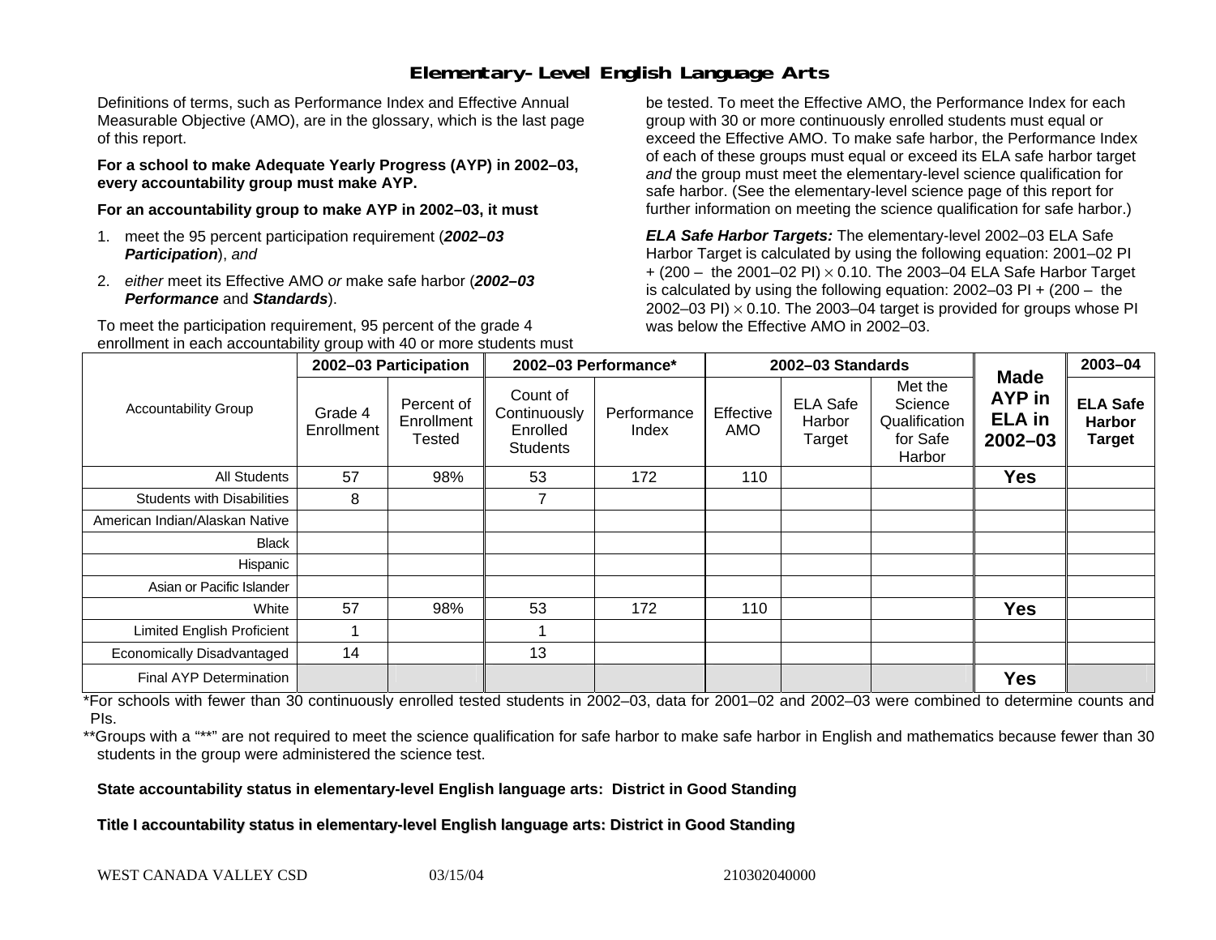# Elementary-Level English Language Arts

Definitions of terms, such as Performance Index and Effective Annual Measurable Objective (AMO), are in the glossary, which is the last page of this report.

**For a school to make Adequate Yearly Progress (AYP) in 2002–03, every accountability group must make AYP.**

**For an accountability group to make AYP in 2002–03, it must**

1. meet the 95 percent participation requirement (***2002–03 Participation***), *and*
2. *either* meet its Effective AMO *or* make safe harbor (***2002–03 Performance*** and ***Standards***).

To meet the participation requirement, 95 percent of the grade 4 enrollment in each accountability group with 40 or more students must be tested. To meet the Effective AMO, the Performance Index for each group with 30 or more continuously enrolled students must equal or exceed the Effective AMO. To make safe harbor, the Performance Index of each of these groups must equal or exceed its ELA safe harbor target *and* the group must meet the elementary-level science qualification for safe harbor. (See the elementary-level science page of this report for further information on meeting the science qualification for safe harbor.)

***ELA Safe Harbor Targets:*** The elementary-level 2002–03 ELA Safe Harbor Target is calculated by using the following equation: 2001–02 PI + (200 – the 2001–02 PI) $\times$ 0.10. The 2003–04 ELA Safe Harbor Target is calculated by using the following equation: 2002–03 PI + (200 – the 2002–03 PI) $\times$ 0.10. The 2003–04 target is provided for groups whose PI was below the Effective AMO in 2002–03.

| Accountability Group | 2002–03 Participation | | 2002–03 Performance* | | 2002–03 Standards | | | Made AYP in ELA in 2002–03 | 2003–04 |
|---|---|---|---|---|---|---|---|---|---|
| | Grade 4 Enrollment | Percent of Enrollment Tested | Count of Continuously Enrolled Students | Performance Index | Effective AMO | ELA Safe Harbor Target | Met the Science Qualification for Safe Harbor | | ELA Safe Harbor Target |
| All Students | 57 | 98% | 53 | 172 | 110 | | | **Yes** | |
| Students with Disabilities | 8 | | 7 | | | | | | |
| American Indian/Alaskan Native | | | | | | | | | |
| Black | | | | | | | | | |
| Hispanic | | | | | | | | | |
| Asian or Pacific Islander | | | | | | | | | |
| White | 57 | 98% | 53 | 172 | 110 | | | **Yes** | |
| Limited English Proficient | 1 | | 1 | | | | | | |
| Economically Disadvantaged | 14 | | 13 | | | | | | |
| Final AYP Determination | | | | | | | | **Yes** | |

*For schools with fewer than 30 continuously enrolled tested students in 2002–03, data for 2001–02 and 2002–03 were combined to determine counts and PIs.

**Groups with a "**" are not required to meet the science qualification for safe harbor to make safe harbor in English and mathematics because fewer than 30 students in the group were administered the science test.

**State accountability status in elementary-level English language arts: District in Good Standing**

**Title I accountability status in elementary-level English language arts: District in Good Standing**

WEST CANADA VALLEY CSD 03/15/04 210302040000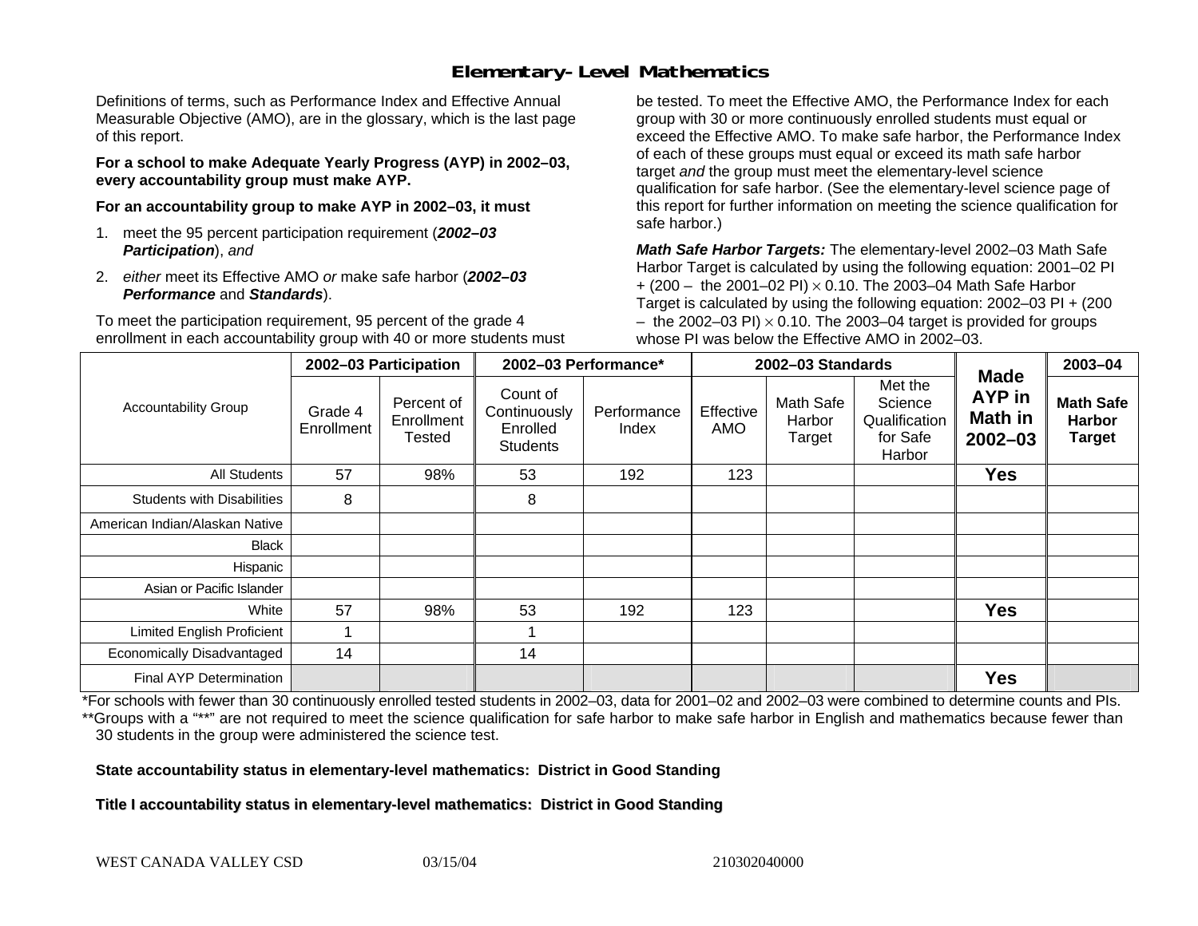# Elementary-Level Mathematics

Definitions of terms, such as Performance Index and Effective Annual Measurable Objective (AMO), are in the glossary, which is the last page of this report.

**For a school to make Adequate Yearly Progress (AYP) in 2002–03, every accountability group must make AYP.**

**For an accountability group to make AYP in 2002–03, it must**

1. meet the 95 percent participation requirement (***2002–03 Participation***), *and*
2. *either* meet its Effective AMO *or* make safe harbor (***2002–03 Performance*** and ***Standards***).

To meet the participation requirement, 95 percent of the grade 4 enrollment in each accountability group with 40 or more students must be tested. To meet the Effective AMO, the Performance Index for each group with 30 or more continuously enrolled students must equal or exceed the Effective AMO. To make safe harbor, the Performance Index of each of these groups must equal or exceed its math safe harbor target *and* the group must meet the elementary-level science qualification for safe harbor. (See the elementary-level science page of this report for further information on meeting the science qualification for safe harbor.)

***Math Safe Harbor Targets:*** The elementary-level 2002–03 Math Safe Harbor Target is calculated by using the following equation: 2001–02 PI + (200 – the 2001–02 PI) $\times$ 0.10. The 2003–04 Math Safe Harbor Target is calculated by using the following equation: 2002–03 PI + (200 – the 2002–03 PI) $\times$ 0.10. The 2003–04 target is provided for groups whose PI was below the Effective AMO in 2002–03.

| Accountability Group | 2002–03 Participation | | 2002–03 Performance* | | 2002–03 Standards | | | Made AYP in Math in 2002–03 | 2003–04 |
|---|---|---|---|---|---|---|---|---|---|
| | Grade 4 Enrollment | Percent of Enrollment Tested | Count of Continuously Enrolled Students | Performance Index | Effective AMO | Math Safe Harbor Target | Met the Science Qualification for Safe Harbor | | Math Safe Harbor Target |
| All Students | 57 | 98% | 53 | 192 | 123 | | | **Yes** | |
| Students with Disabilities | 8 | | 8 | | | | | | |
| American Indian/Alaskan Native | | | | | | | | | |
| Black | | | | | | | | | |
| Hispanic | | | | | | | | | |
| Asian or Pacific Islander | | | | | | | | | |
| White | 57 | 98% | 53 | 192 | 123 | | | **Yes** | |
| Limited English Proficient | 1 | | 1 | | | | | | |
| Economically Disadvantaged | 14 | | 14 | | | | | | |
| Final AYP Determination | | | | | | | | **Yes** | |

*For schools with fewer than 30 continuously enrolled tested students in 2002–03, data for 2001–02 and 2002–03 were combined to determine counts and PIs.

**Groups with a "**" are not required to meet the science qualification for safe harbor to make safe harbor in English and mathematics because fewer than 30 students in the group were administered the science test.

**State accountability status in elementary-level mathematics: District in Good Standing**

**Title I accountability status in elementary-level mathematics: District in Good Standing**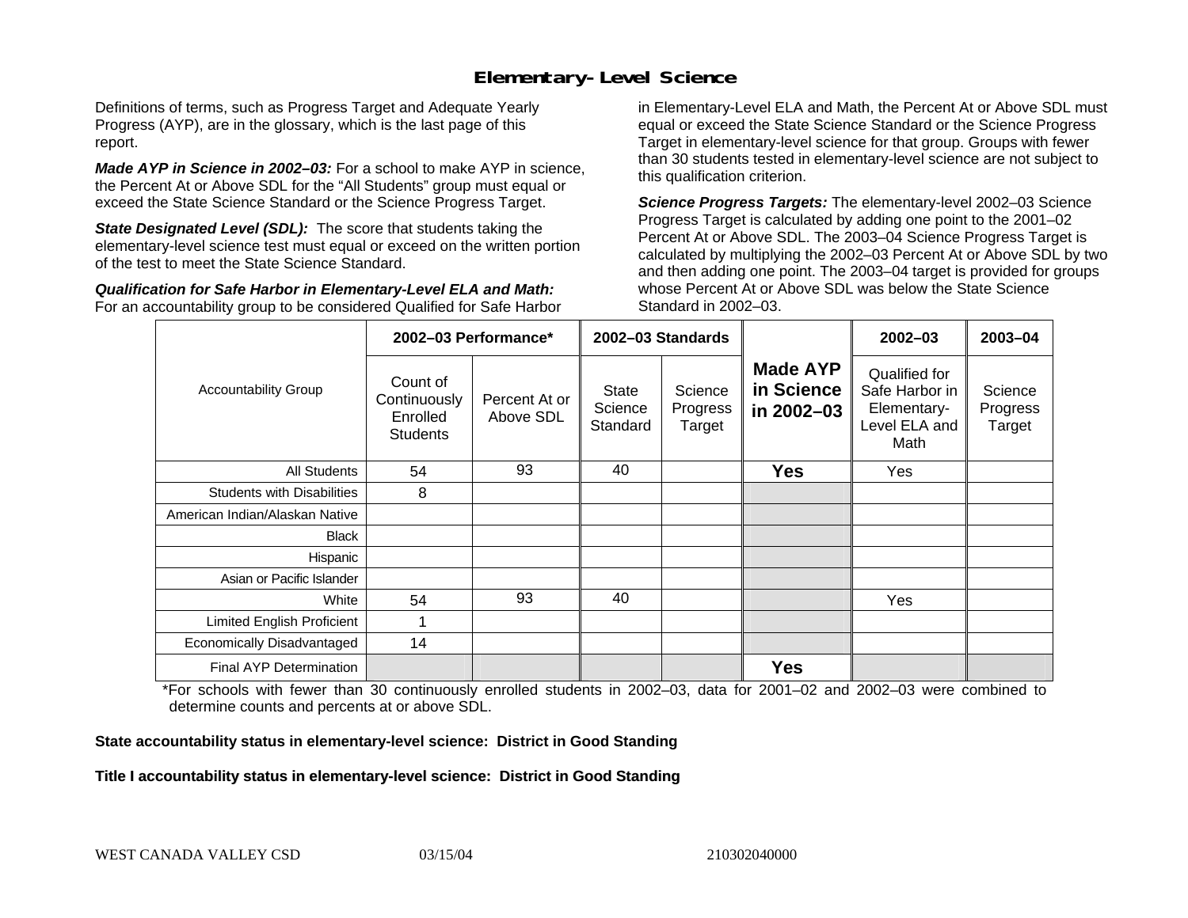# Elementary-Level Science

Definitions of terms, such as Progress Target and Adequate Yearly Progress (AYP), are in the glossary, which is the last page of this report.

***Made AYP in Science in 2002–03:*** For a school to make AYP in science, the Percent At or Above SDL for the "All Students" group must equal or exceed the State Science Standard or the Science Progress Target.

***State Designated Level (SDL):*** The score that students taking the elementary-level science test must equal or exceed on the written portion of the test to meet the State Science Standard.

***Qualification for Safe Harbor in Elementary-Level ELA and Math:*** For an accountability group to be considered Qualified for Safe Harbor in Elementary-Level ELA and Math, the Percent At or Above SDL must equal or exceed the State Science Standard or the Science Progress Target in elementary-level science for that group. Groups with fewer than 30 students tested in elementary-level science are not subject to this qualification criterion.

***Science Progress Targets:*** The elementary-level 2002–03 Science Progress Target is calculated by adding one point to the 2001–02 Percent At or Above SDL. The 2003–04 Science Progress Target is calculated by multiplying the 2002–03 Percent At or Above SDL by two and then adding one point. The 2003–04 target is provided for groups whose Percent At or Above SDL was below the State Science Standard in 2002–03.

| Accountability Group | 2002–03 Performance* | | 2002–03 Standards | | Made AYP in Science in 2002–03 | 2002–03 | 2003–04 |
|---|---|---|---|---|---|---|---|
| | Count of Continuously Enrolled Students | Percent At or Above SDL | State Science Standard | Science Progress Target | | Qualified for Safe Harbor in Elementary-Level ELA and Math | Science Progress Target |
| All Students | 54 | 93 | 40 | | **Yes** | Yes | |
| Students with Disabilities | 8 | | | | | | |
| American Indian/Alaskan Native | | | | | | | |
| Black | | | | | | | |
| Hispanic | | | | | | | |
| Asian or Pacific Islander | | | | | | | |
| White | 54 | 93 | 40 | | | Yes | |
| Limited English Proficient | 1 | | | | | | |
| Economically Disadvantaged | 14 | | | | | | |
| Final AYP Determination | | | | | **Yes** | | |

*For schools with fewer than 30 continuously enrolled students in 2002–03, data for 2001–02 and 2002–03 were combined to determine counts and percents at or above SDL.

**State accountability status in elementary-level science: District in Good Standing**

**Title I accountability status in elementary-level science: District in Good Standing**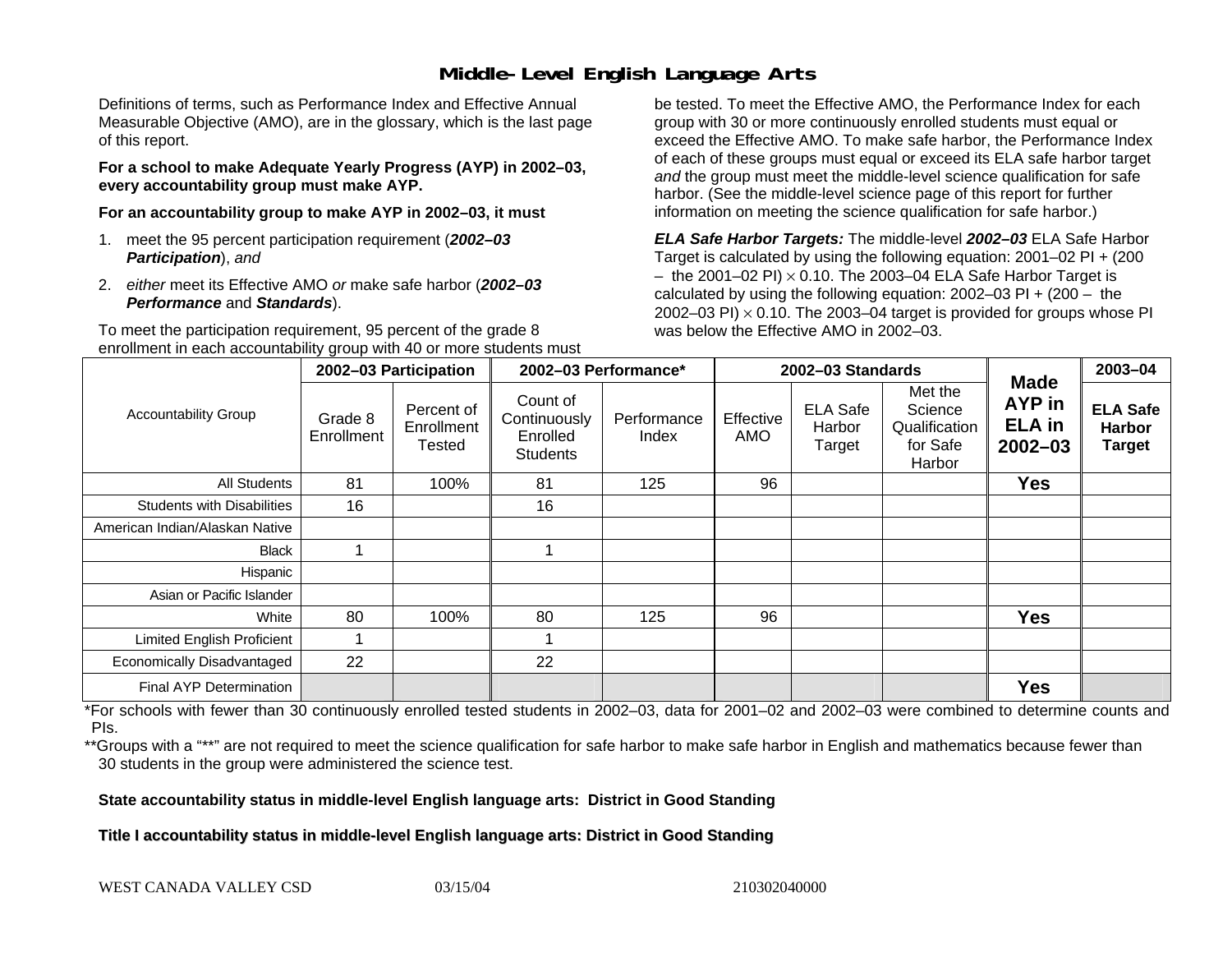# Middle-Level English Language Arts

Definitions of terms, such as Performance Index and Effective Annual Measurable Objective (AMO), are in the glossary, which is the last page of this report.

**For a school to make Adequate Yearly Progress (AYP) in 2002–03, every accountability group must make AYP.**

**For an accountability group to make AYP in 2002–03, it must**

1. meet the 95 percent participation requirement (***2002–03 Participation***), *and*
2. *either* meet its Effective AMO *or* make safe harbor (***2002–03 Performance*** and ***Standards***).

To meet the participation requirement, 95 percent of the grade 8 enrollment in each accountability group with 40 or more students must be tested. To meet the Effective AMO, the Performance Index for each group with 30 or more continuously enrolled students must equal or exceed the Effective AMO. To make safe harbor, the Performance Index of each of these groups must equal or exceed its ELA safe harbor target *and* the group must meet the middle-level science qualification for safe harbor. (See the middle-level science page of this report for further information on meeting the science qualification for safe harbor.)

***ELA Safe Harbor Targets:*** The middle-level ***2002–03*** ELA Safe Harbor Target is calculated by using the following equation: 2001–02 PI + (200 – the 2001–02 PI) $\times$ 0.10. The 2003–04 ELA Safe Harbor Target is calculated by using the following equation: 2002–03 PI + (200 – the 2002–03 PI) $\times$ 0.10. The 2003–04 target is provided for groups whose PI was below the Effective AMO in 2002–03.

| Accountability Group | 2002–03 Participation | | 2002–03 Performance* | | 2002–03 Standards | | | Made AYP in ELA in 2002–03 | 2003–04 |
|---|---|---|---|---|---|---|---|---|---|
| | Grade 8 Enrollment | Percent of Enrollment Tested | Count of Continuously Enrolled Students | Performance Index | Effective AMO | ELA Safe Harbor Target | Met the Science Qualification for Safe Harbor | | ELA Safe Harbor Target |
| All Students | 81 | 100% | 81 | 125 | 96 | | | Yes | |
| Students with Disabilities | 16 | | 16 | | | | | | |
| American Indian/Alaskan Native | | | | | | | | | |
| Black | 1 | | 1 | | | | | | |
| Hispanic | | | | | | | | | |
| Asian or Pacific Islander | | | | | | | | | |
| White | 80 | 100% | 80 | 125 | 96 | | | Yes | |
| Limited English Proficient | 1 | | 1 | | | | | | |
| Economically Disadvantaged | 22 | | 22 | | | | | | |
| Final AYP Determination | | | | | | | | Yes | |

*For schools with fewer than 30 continuously enrolled tested students in 2002–03, data for 2001–02 and 2002–03 were combined to determine counts and PIs.

**Groups with a "**" are not required to meet the science qualification for safe harbor to make safe harbor in English and mathematics because fewer than 30 students in the group were administered the science test.

**State accountability status in middle-level English language arts: District in Good Standing**

**Title I accountability status in middle-level English language arts: District in Good Standing**

WEST CANADA VALLEY CSD 03/15/04 210302040000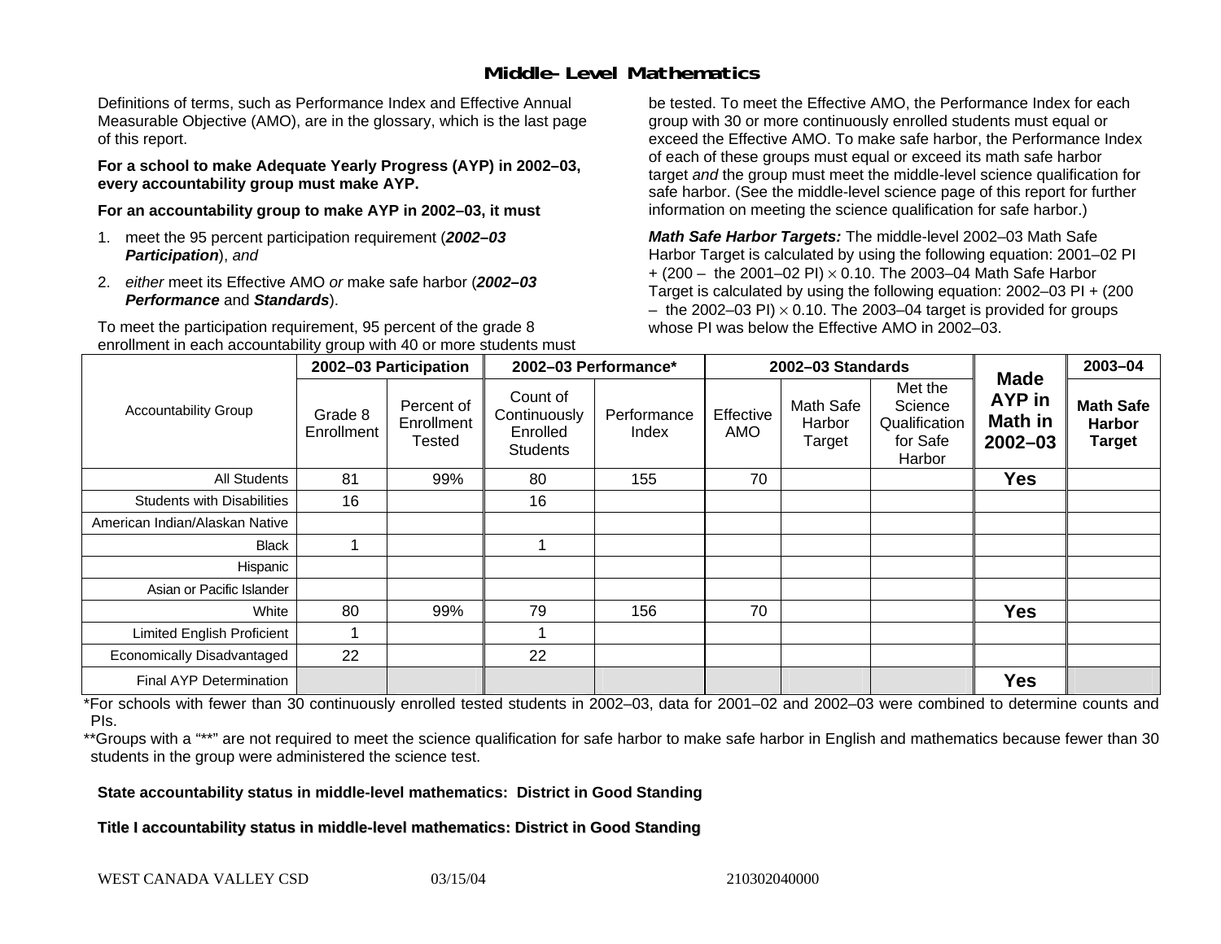# Middle-Level Mathematics

Definitions of terms, such as Performance Index and Effective Annual Measurable Objective (AMO), are in the glossary, which is the last page of this report.

**For a school to make Adequate Yearly Progress (AYP) in 2002–03, every accountability group must make AYP.**

**For an accountability group to make AYP in 2002–03, it must**

1. meet the 95 percent participation requirement (***2002–03 Participation***), *and*
2. *either* meet its Effective AMO *or* make safe harbor (***2002–03 Performance*** and ***Standards***).

To meet the participation requirement, 95 percent of the grade 8 enrollment in each accountability group with 40 or more students must be tested. To meet the Effective AMO, the Performance Index for each group with 30 or more continuously enrolled students must equal or exceed the Effective AMO. To make safe harbor, the Performance Index of each of these groups must equal or exceed its math safe harbor target *and* the group must meet the middle-level science qualification for safe harbor. (See the middle-level science page of this report for further information on meeting the science qualification for safe harbor.)

***Math Safe Harbor Targets:*** The middle-level 2002–03 Math Safe Harbor Target is calculated by using the following equation: 2001–02 PI + (200 – the 2001–02 PI) $\times$ 0.10. The 2003–04 Math Safe Harbor Target is calculated by using the following equation: 2002–03 PI + (200 – the 2002–03 PI) $\times$ 0.10. The 2003–04 target is provided for groups whose PI was below the Effective AMO in 2002–03.

| Accountability Group | 2002–03 Participation | | 2002–03 Performance* | | 2002–03 Standards | | | Made AYP in Math in 2002–03 | 2003–04 |
|---|---|---|---|---|---|---|---|---|---|
| | Grade 8 Enrollment | Percent of Enrollment Tested | Count of Continuously Enrolled Students | Performance Index | Effective AMO | Math Safe Harbor Target | Met the Science Qualification for Safe Harbor | | Math Safe Harbor Target |
| All Students | 81 | 99% | 80 | 155 | 70 | | | Yes | |
| Students with Disabilities | 16 | | 16 | | | | | | |
| American Indian/Alaskan Native | | | | | | | | | |
| Black | 1 | | 1 | | | | | | |
| Hispanic | | | | | | | | | |
| Asian or Pacific Islander | | | | | | | | | |
| White | 80 | 99% | 79 | 156 | 70 | | | Yes | |
| Limited English Proficient | 1 | | 1 | | | | | | |
| Economically Disadvantaged | 22 | | 22 | | | | | | |
| Final AYP Determination | | | | | | | | Yes | |

*For schools with fewer than 30 continuously enrolled tested students in 2002–03, data for 2001–02 and 2002–03 were combined to determine counts and PIs.

**Groups with a "**" are not required to meet the science qualification for safe harbor to make safe harbor in English and mathematics because fewer than 30 students in the group were administered the science test.

**State accountability status in middle-level mathematics: District in Good Standing**

**Title I accountability status in middle-level mathematics: District in Good Standing**

WEST CANADA VALLEY CSD 03/15/04 210302040000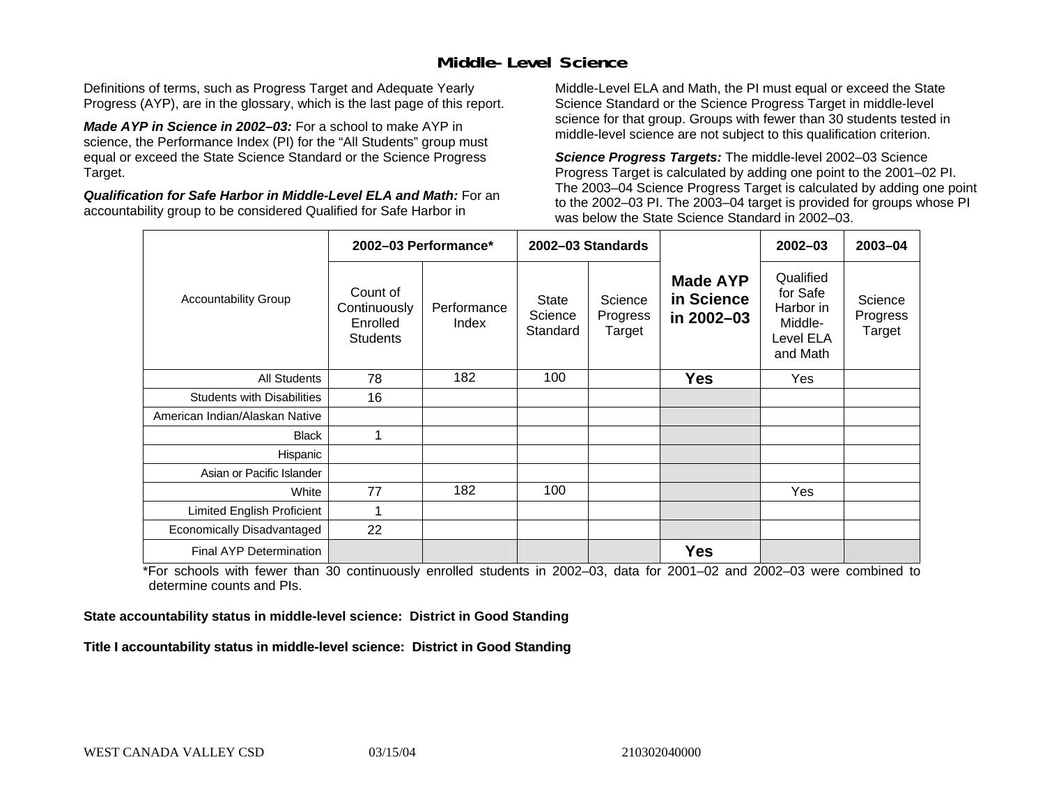# Middle-Level Science

Definitions of terms, such as Progress Target and Adequate Yearly Progress (AYP), are in the glossary, which is the last page of this report.

***Made AYP in Science in 2002–03:*** For a school to make AYP in science, the Performance Index (PI) for the "All Students" group must equal or exceed the State Science Standard or the Science Progress Target.

***Qualification for Safe Harbor in Middle-Level ELA and Math:*** For an accountability group to be considered Qualified for Safe Harbor in Middle-Level ELA and Math, the PI must equal or exceed the State Science Standard or the Science Progress Target in middle-level science for that group. Groups with fewer than 30 students tested in middle-level science are not subject to this qualification criterion.

***Science Progress Targets:*** The middle-level 2002–03 Science Progress Target is calculated by adding one point to the 2001–02 PI. The 2003–04 Science Progress Target is calculated by adding one point to the 2002–03 PI. The 2003–04 target is provided for groups whose PI was below the State Science Standard in 2002–03.

| Accountability Group | 2002–03 Performance* | | 2002–03 Standards | | Made AYP in Science in 2002–03 | 2002–03 | 2003–04 |
|---|---|---|---|---|---|---|---|
| | Count of Continuously Enrolled Students | Performance Index | State Science Standard | Science Progress Target | | Qualified for Safe Harbor in Middle-Level ELA and Math | Science Progress Target |
| All Students | 78 | 182 | 100 | | **Yes** | Yes | |
| Students with Disabilities | 16 | | | | | | |
| American Indian/Alaskan Native | | | | | | | |
| Black | 1 | | | | | | |
| Hispanic | | | | | | | |
| Asian or Pacific Islander | | | | | | | |
| White | 77 | 182 | 100 | | | Yes | |
| Limited English Proficient | 1 | | | | | | |
| Economically Disadvantaged | 22 | | | | | | |
| Final AYP Determination | | | | | **Yes** | | |

*For schools with fewer than 30 continuously enrolled students in 2002–03, data for 2001–02 and 2002–03 were combined to determine counts and PIs.

**State accountability status in middle-level science: District in Good Standing**

**Title I accountability status in middle-level science: District in Good Standing**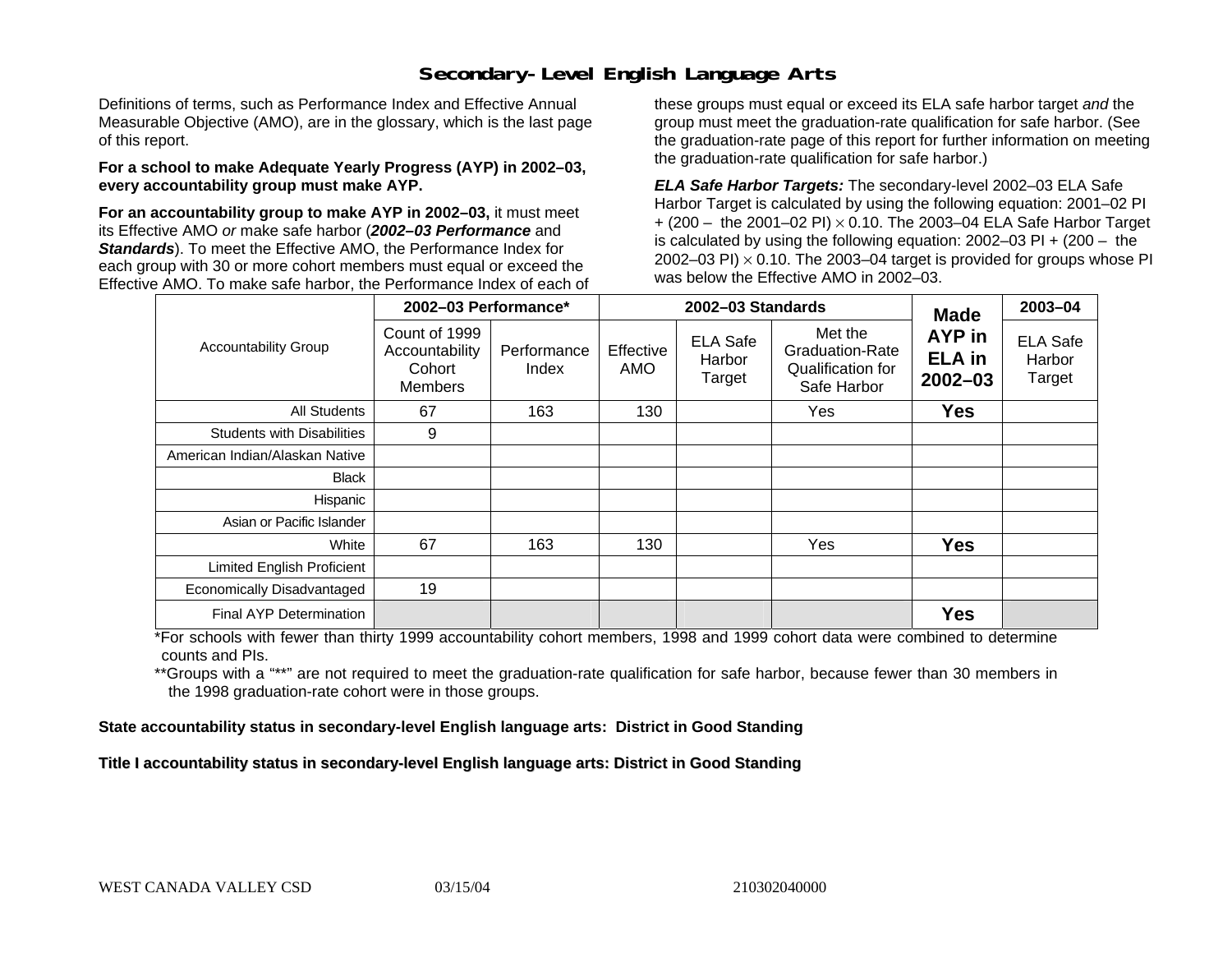## Secondary-Level English Language Arts

Definitions of terms, such as Performance Index and Effective Annual Measurable Objective (AMO), are in the glossary, which is the last page of this report.

**For a school to make Adequate Yearly Progress (AYP) in 2002–03, every accountability group must make AYP.**

**For an accountability group to make AYP in 2002–03,** it must meet its Effective AMO *or* make safe harbor (***2002–03 Performance*** and ***Standards***). To meet the Effective AMO, the Performance Index for each group with 30 or more cohort members must equal or exceed the Effective AMO. To make safe harbor, the Performance Index of each of these groups must equal or exceed its ELA safe harbor target *and* the group must meet the graduation-rate qualification for safe harbor. (See the graduation-rate page of this report for further information on meeting the graduation-rate qualification for safe harbor.)

***ELA Safe Harbor Targets:*** The secondary-level 2002–03 ELA Safe Harbor Target is calculated by using the following equation: 2001–02 PI + (200 – the 2001–02 PI) $\times$ 0.10. The 2003–04 ELA Safe Harbor Target is calculated by using the following equation: 2002–03 PI + (200 – the 2002–03 PI) $\times$ 0.10. The 2003–04 target is provided for groups whose PI was below the Effective AMO in 2002–03.

| Accountability Group | 2002–03 Performance* | | 2002–03 Standards | | | Made AYP in ELA in 2002–03 | 2003–04 |
|---|---|---|---|---|---|---|---|
| | Count of 1999 Accountability Cohort Members | Performance Index | Effective AMO | ELA Safe Harbor Target | Met the Graduation-Rate Qualification for Safe Harbor | | ELA Safe Harbor Target |
| All Students | 67 | 163 | 130 | | Yes | **Yes** | |
| Students with Disabilities | 9 | | | | | | |
| American Indian/Alaskan Native | | | | | | | |
| Black | | | | | | | |
| Hispanic | | | | | | | |
| Asian or Pacific Islander | | | | | | | |
| White | 67 | 163 | 130 | | Yes | **Yes** | |
| Limited English Proficient | | | | | | | |
| Economically Disadvantaged | 19 | | | | | | |
| Final AYP Determination | | | | | | **Yes** | |

*For schools with fewer than thirty 1999 accountability cohort members, 1998 and 1999 cohort data were combined to determine counts and PIs.

**Groups with a "**" are not required to meet the graduation-rate qualification for safe harbor, because fewer than 30 members in the 1998 graduation-rate cohort were in those groups.

**State accountability status in secondary-level English language arts: District in Good Standing**

**Title I accountability status in secondary-level English language arts: District in Good Standing**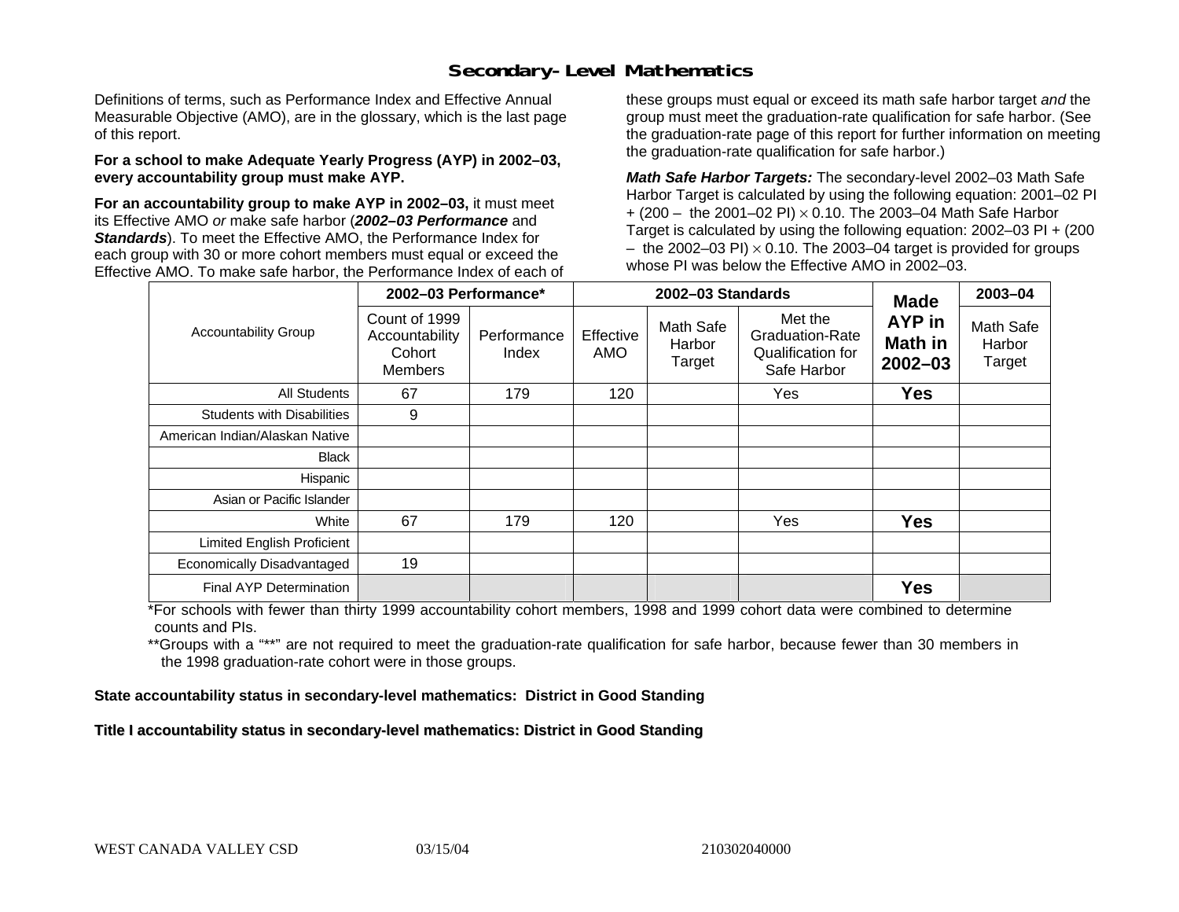# Secondary-Level Mathematics

Definitions of terms, such as Performance Index and Effective Annual Measurable Objective (AMO), are in the glossary, which is the last page of this report.

**For a school to make Adequate Yearly Progress (AYP) in 2002–03, every accountability group must make AYP.**

**For an accountability group to make AYP in 2002–03,** it must meet its Effective AMO *or* make safe harbor (***2002–03 Performance*** and ***Standards***). To meet the Effective AMO, the Performance Index for each group with 30 or more cohort members must equal or exceed the Effective AMO. To make safe harbor, the Performance Index of each of these groups must equal or exceed its math safe harbor target *and* the group must meet the graduation-rate qualification for safe harbor. (See the graduation-rate page of this report for further information on meeting the graduation-rate qualification for safe harbor.)

***Math Safe Harbor Targets:*** The secondary-level 2002–03 Math Safe Harbor Target is calculated by using the following equation: 2001–02 PI + (200 – the 2001–02 PI) $\times$ 0.10. The 2003–04 Math Safe Harbor Target is calculated by using the following equation: 2002–03 PI + (200 – the 2002–03 PI) $\times$ 0.10. The 2003–04 target is provided for groups whose PI was below the Effective AMO in 2002–03.

| Accountability Group | 2002–03 Performance* | | 2002–03 Standards | | | Made AYP in Math in 2002–03 | 2003–04 |
|---|---|---|---|---|---|---|---|
| | Count of 1999 Accountability Cohort Members | Performance Index | Effective AMO | Math Safe Harbor Target | Met the Graduation-Rate Qualification for Safe Harbor | | Math Safe Harbor Target |
| All Students | 67 | 179 | 120 | | Yes | **Yes** | |
| Students with Disabilities | 9 | | | | | | |
| American Indian/Alaskan Native | | | | | | | |
| Black | | | | | | | |
| Hispanic | | | | | | | |
| Asian or Pacific Islander | | | | | | | |
| White | 67 | 179 | 120 | | Yes | **Yes** | |
| Limited English Proficient | | | | | | | |
| Economically Disadvantaged | 19 | | | | | | |
| Final AYP Determination | | | | | | **Yes** | |

*For schools with fewer than thirty 1999 accountability cohort members, 1998 and 1999 cohort data were combined to determine counts and PIs.

**Groups with a "**" are not required to meet the graduation-rate qualification for safe harbor, because fewer than 30 members in the 1998 graduation-rate cohort were in those groups.

**State accountability status in secondary-level mathematics: District in Good Standing**

**Title I accountability status in secondary-level mathematics: District in Good Standing**

WEST CANADA VALLEY CSD 03/15/04 210302040000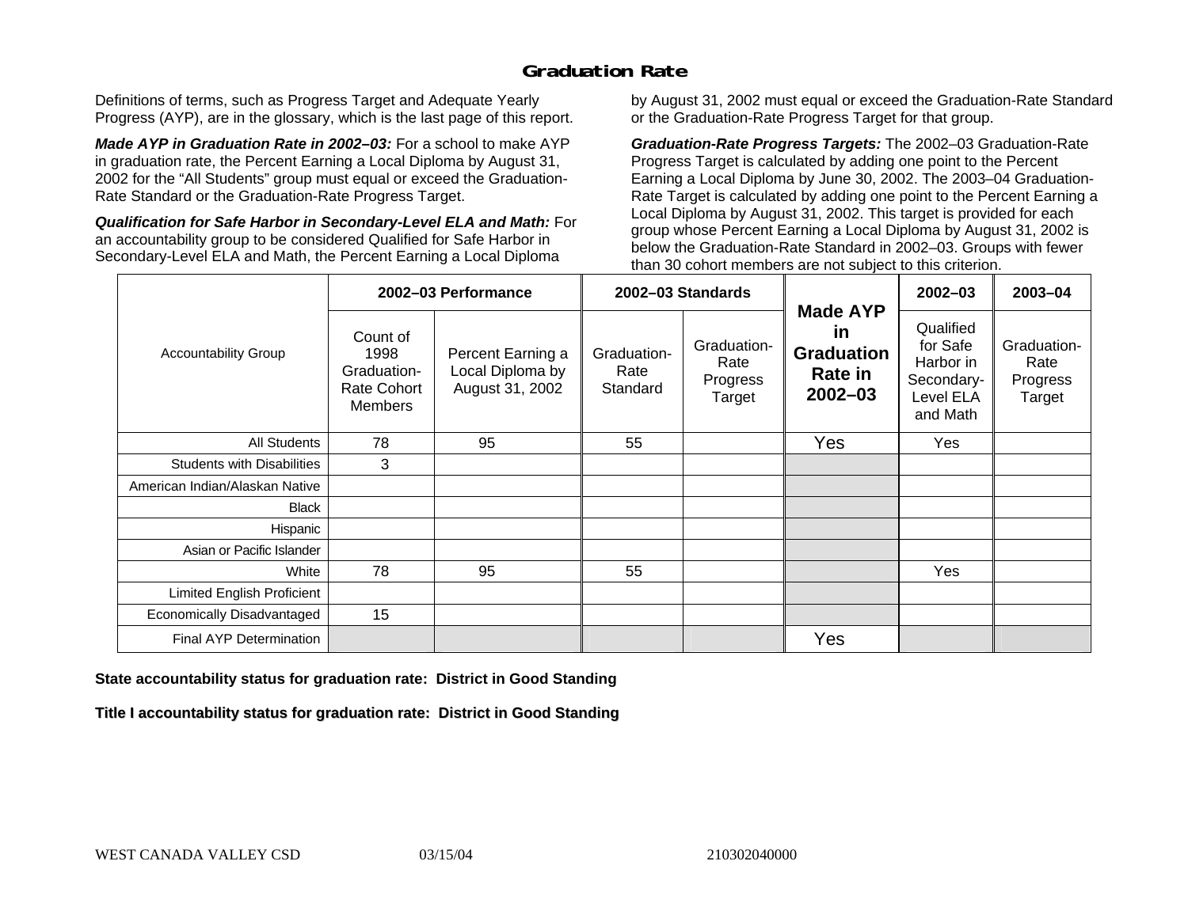## Graduation Rate

Definitions of terms, such as Progress Target and Adequate Yearly Progress (AYP), are in the glossary, which is the last page of this report.

***Made AYP in Graduation Rate in 2002–03:*** For a school to make AYP in graduation rate, the Percent Earning a Local Diploma by August 31, 2002 for the "All Students" group must equal or exceed the Graduation-Rate Standard or the Graduation-Rate Progress Target.

***Qualification for Safe Harbor in Secondary-Level ELA and Math:*** For an accountability group to be considered Qualified for Safe Harbor in Secondary-Level ELA and Math, the Percent Earning a Local Diploma by August 31, 2002 must equal or exceed the Graduation-Rate Standard or the Graduation-Rate Progress Target for that group.

***Graduation-Rate Progress Targets:*** The 2002–03 Graduation-Rate Progress Target is calculated by adding one point to the Percent Earning a Local Diploma by June 30, 2002. The 2003–04 Graduation-Rate Target is calculated by adding one point to the Percent Earning a Local Diploma by August 31, 2002. This target is provided for each group whose Percent Earning a Local Diploma by August 31, 2002 is below the Graduation-Rate Standard in 2002–03. Groups with fewer than 30 cohort members are not subject to this criterion.

| Accountability Group | 2002–03 Performance | | 2002–03 Standards | | Made AYP in Graduation Rate in 2002–03 | 2002–03 | 2003–04 |
|---|---|---|---|---|---|---|---|
| | Count of 1998 Graduation-Rate Cohort Members | Percent Earning a Local Diploma by August 31, 2002 | Graduation-Rate Standard | Graduation-Rate Progress Target | | Qualified for Safe Harbor in Secondary-Level ELA and Math | Graduation-Rate Progress Target |
| All Students | 78 | 95 | 55 | | Yes | Yes | |
| Students with Disabilities | 3 | | | | | | |
| American Indian/Alaskan Native | | | | | | | |
| Black | | | | | | | |
| Hispanic | | | | | | | |
| Asian or Pacific Islander | | | | | | | |
| White | 78 | 95 | 55 | | | Yes | |
| Limited English Proficient | | | | | | | |
| Economically Disadvantaged | 15 | | | | | | |
| Final AYP Determination | | | | | Yes | | |

**State accountability status for graduation rate: District in Good Standing**

**Title I accountability status for graduation rate: District in Good Standing**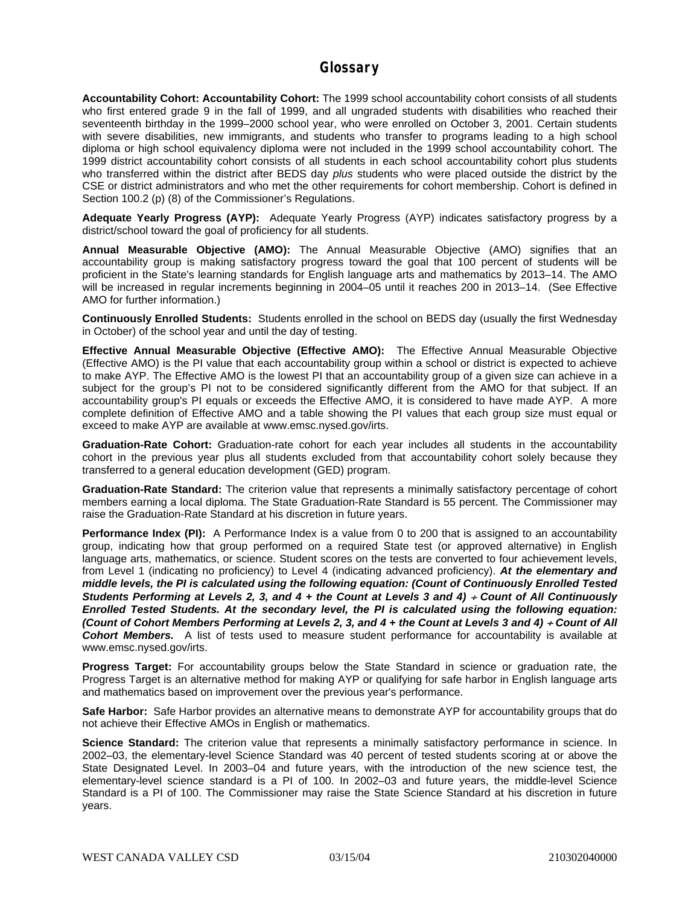# Glossary

**Accountability Cohort: Accountability Cohort:** The 1999 school accountability cohort consists of all students who first entered grade 9 in the fall of 1999, and all ungraded students with disabilities who reached their seventeenth birthday in the 1999–2000 school year, who were enrolled on October 3, 2001. Certain students with severe disabilities, new immigrants, and students who transfer to programs leading to a high school diploma or high school equivalency diploma were not included in the 1999 school accountability cohort. The 1999 district accountability cohort consists of all students in each school accountability cohort plus students who transferred within the district after BEDS day *plus* students who were placed outside the district by the CSE or district administrators and who met the other requirements for cohort membership. Cohort is defined in Section 100.2 (p) (8) of the Commissioner's Regulations.

**Adequate Yearly Progress (AYP):** Adequate Yearly Progress (AYP) indicates satisfactory progress by a district/school toward the goal of proficiency for all students.

**Annual Measurable Objective (AMO):** The Annual Measurable Objective (AMO) signifies that an accountability group is making satisfactory progress toward the goal that 100 percent of students will be proficient in the State's learning standards for English language arts and mathematics by 2013–14. The AMO will be increased in regular increments beginning in 2004–05 until it reaches 200 in 2013–14. (See Effective AMO for further information.)

**Continuously Enrolled Students:** Students enrolled in the school on BEDS day (usually the first Wednesday in October) of the school year and until the day of testing.

**Effective Annual Measurable Objective (Effective AMO):** The Effective Annual Measurable Objective (Effective AMO) is the PI value that each accountability group within a school or district is expected to achieve to make AYP. The Effective AMO is the lowest PI that an accountability group of a given size can achieve in a subject for the group's PI not to be considered significantly different from the AMO for that subject. If an accountability group's PI equals or exceeds the Effective AMO, it is considered to have made AYP. A more complete definition of Effective AMO and a table showing the PI values that each group size must equal or exceed to make AYP are available at www.emsc.nysed.gov/irts.

**Graduation-Rate Cohort:** Graduation-rate cohort for each year includes all students in the accountability cohort in the previous year plus all students excluded from that accountability cohort solely because they transferred to a general education development (GED) program.

**Graduation-Rate Standard:** The criterion value that represents a minimally satisfactory percentage of cohort members earning a local diploma. The State Graduation-Rate Standard is 55 percent. The Commissioner may raise the Graduation-Rate Standard at his discretion in future years.

**Performance Index (PI):** A Performance Index is a value from 0 to 200 that is assigned to an accountability group, indicating how that group performed on a required State test (or approved alternative) in English language arts, mathematics, or science. Student scores on the tests are converted to four achievement levels, from Level 1 (indicating no proficiency) to Level 4 (indicating advanced proficiency). ***At the elementary and middle levels, the PI is calculated using the following equation: (Count of Continuously Enrolled Tested Students Performing at Levels 2, 3, and 4 + the Count at Levels 3 and 4) ÷ Count of All Continuously Enrolled Tested Students. At the secondary level, the PI is calculated using the following equation: (Count of Cohort Members Performing at Levels 2, 3, and 4 + the Count at Levels 3 and 4) ÷ Count of All Cohort Members.*** A list of tests used to measure student performance for accountability is available at www.emsc.nysed.gov/irts.

**Progress Target:** For accountability groups below the State Standard in science or graduation rate, the Progress Target is an alternative method for making AYP or qualifying for safe harbor in English language arts and mathematics based on improvement over the previous year's performance.

**Safe Harbor:** Safe Harbor provides an alternative means to demonstrate AYP for accountability groups that do not achieve their Effective AMOs in English or mathematics.

**Science Standard:** The criterion value that represents a minimally satisfactory performance in science. In 2002–03, the elementary-level Science Standard was 40 percent of tested students scoring at or above the State Designated Level. In 2003–04 and future years, with the introduction of the new science test, the elementary-level science standard is a PI of 100. In 2002–03 and future years, the middle-level Science Standard is a PI of 100. The Commissioner may raise the State Science Standard at his discretion in future years.